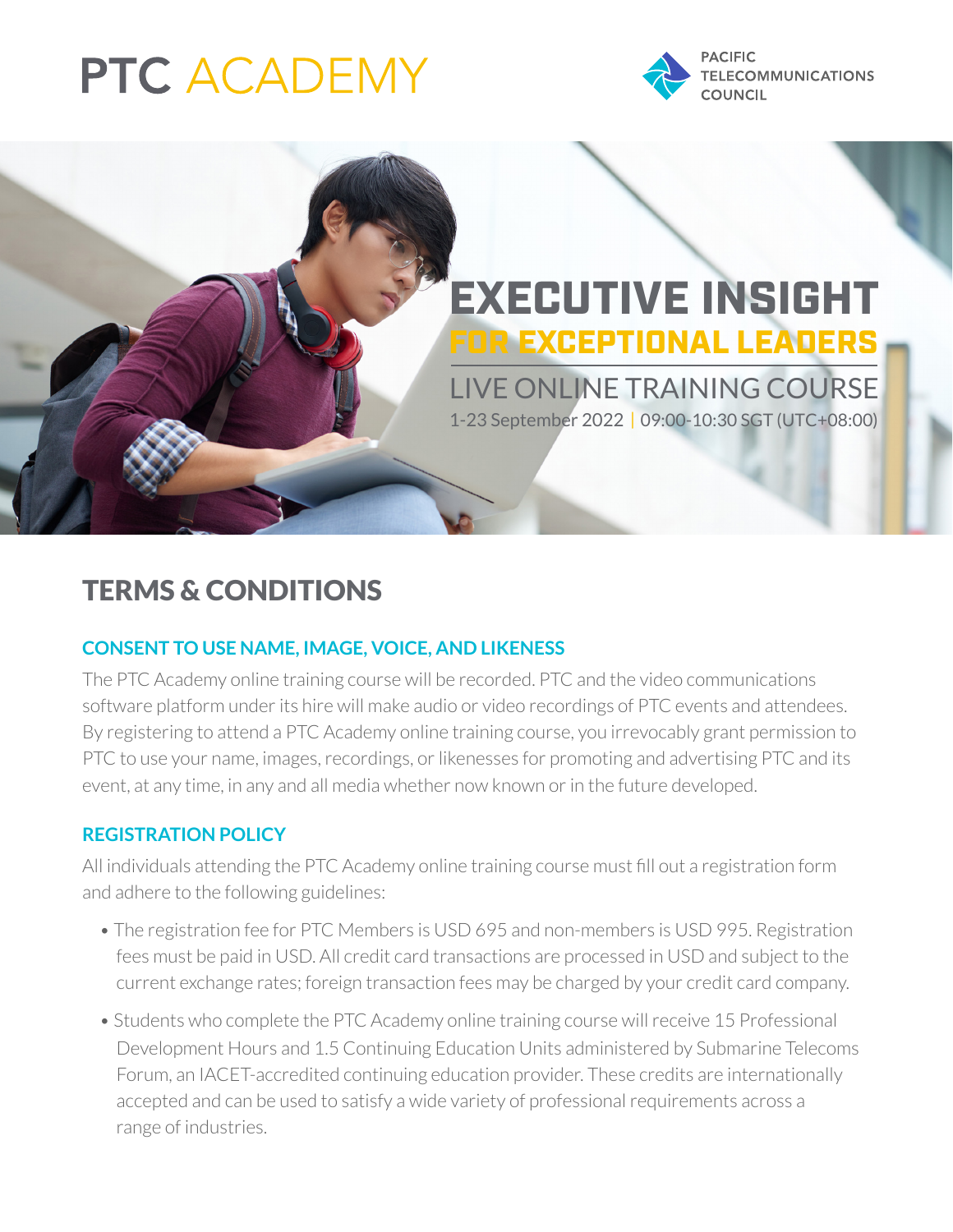# PTC ACADEMY

PACIFIC TELECOMMUNICATIONS COUNCIL

## EXECUTIVE INSIGHT FOR EXCEPTIONAL LEADERS

LIVE ONLINE TRAINING COURSE

1-23 September 2022 | 09:00-10:30 SGT (UTC+08:00)

## TERMS & CONDITIONS

### CONSENT TO USE NAME, IMAGE, VOICE, AND LIKENESS

The PTC Academy online training course will be recorded. PTC and the video communications software platform under its hire will make audio or video recordings of PTC events and attendees. By registering to attend a PTC Academy online training course, you irrevocably grant permission to PTC to use your name, images, recordings, or likenesses for promoting and advertising PTC and its event, at any time, in any and all media whether now known or in the future developed.

### REGISTRATION POLICY

All individuals attending the PTC Academy online training course must fill out a registration form and adhere to the following guidelines:

- The registration fee for PTC Members is USD 695 and non-members is USD 995. Registration fees must be paid in USD. All credit card transactions are processed in USD and subject to the current exchange rates; foreign transaction fees may be charged by your credit card company.
- Students who complete the PTC Academy online training course will receive 15 Professional Development Hours and 1.5 Continuing Education Units administered by Submarine Telecoms Forum, an IACET-accredited continuing education provider. These credits are internationally accepted and can be used to satisfy a wide variety of professional requirements across a range of industries.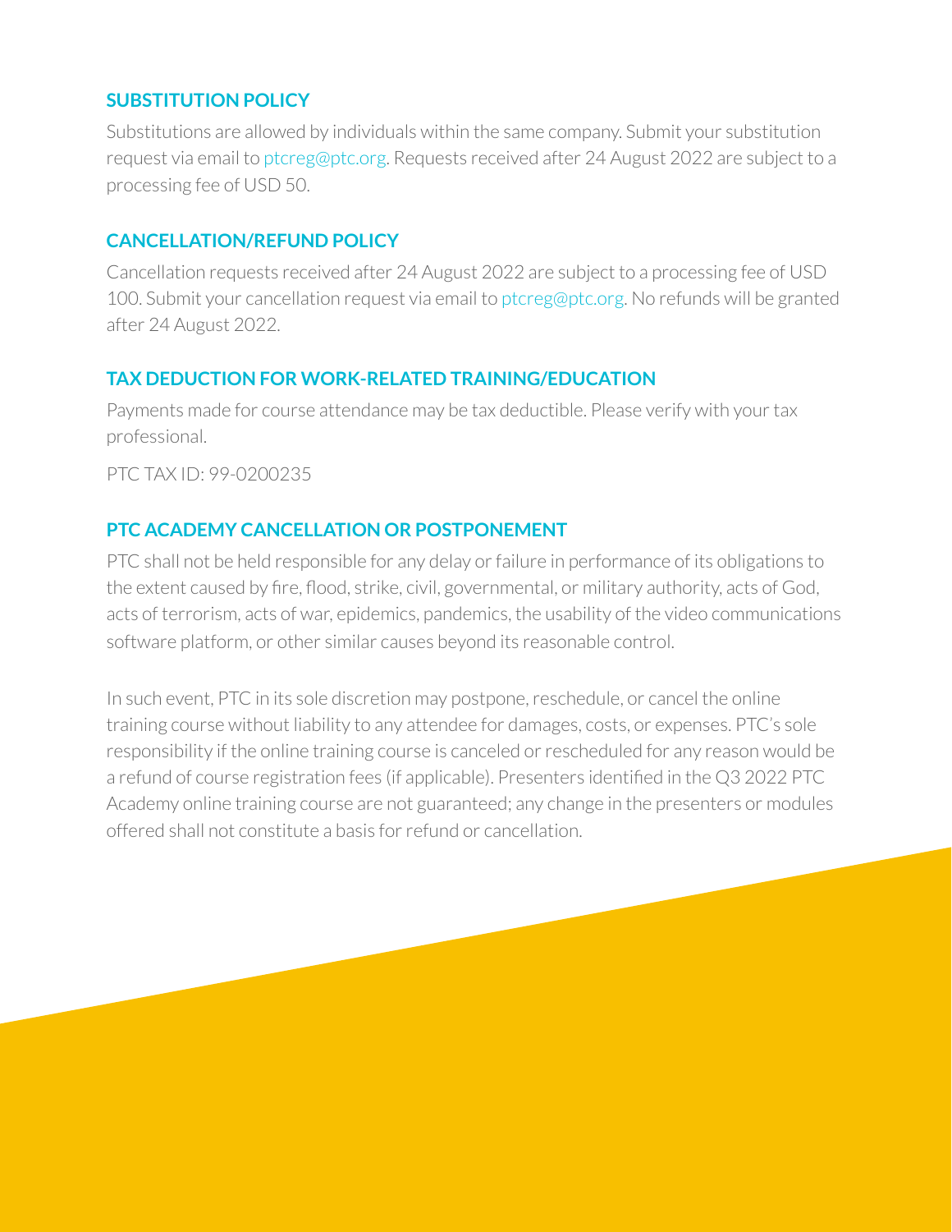## SUBSTITUTION POLICY

Substitutions are allowed by individuals within the same company. Submit your substitution request via email to ptcreg@ptc.org. Requests received after 24 August 2022 are subject to a processing fee of USD 50.

## CANCELLATION/REFUND POLICY

Cancellation requests received after 24 August 2022 are subject to a processing fee of USD 100. Submit your cancellation request via email to ptcreg@ptc.org. No refunds will be granted after 24 August 2022.

## TAX DEDUCTION FOR WORK-RELATED TRAINING/EDUCATION

Payments made for course attendance may be tax deductible. Please verify with your tax professional.

PTC TAX ID: 99-0200235

## PTC ACADEMY CANCELLATION OR POSTPONEMENT

PTC shall not be held responsible for any delay or failure in performance of its obligations to the extent caused by fire, flood, strike, civil, governmental, or military authority, acts of God, acts of terrorism, acts of war, epidemics, pandemics, the usability of the video communications software platform, or other similar causes beyond its reasonable control.

In such event, PTC in its sole discretion may postpone, reschedule, or cancel the online training course without liability to any attendee for damages, costs, or expenses. PTC's sole responsibility if the online training course is canceled or rescheduled for any reason would be a refund of course registration fees (if applicable). Presenters identified in the Q3 2022 PTC Academy online training course are not guaranteed; any change in the presenters or modules offered shall not constitute a basis for refund or cancellation.